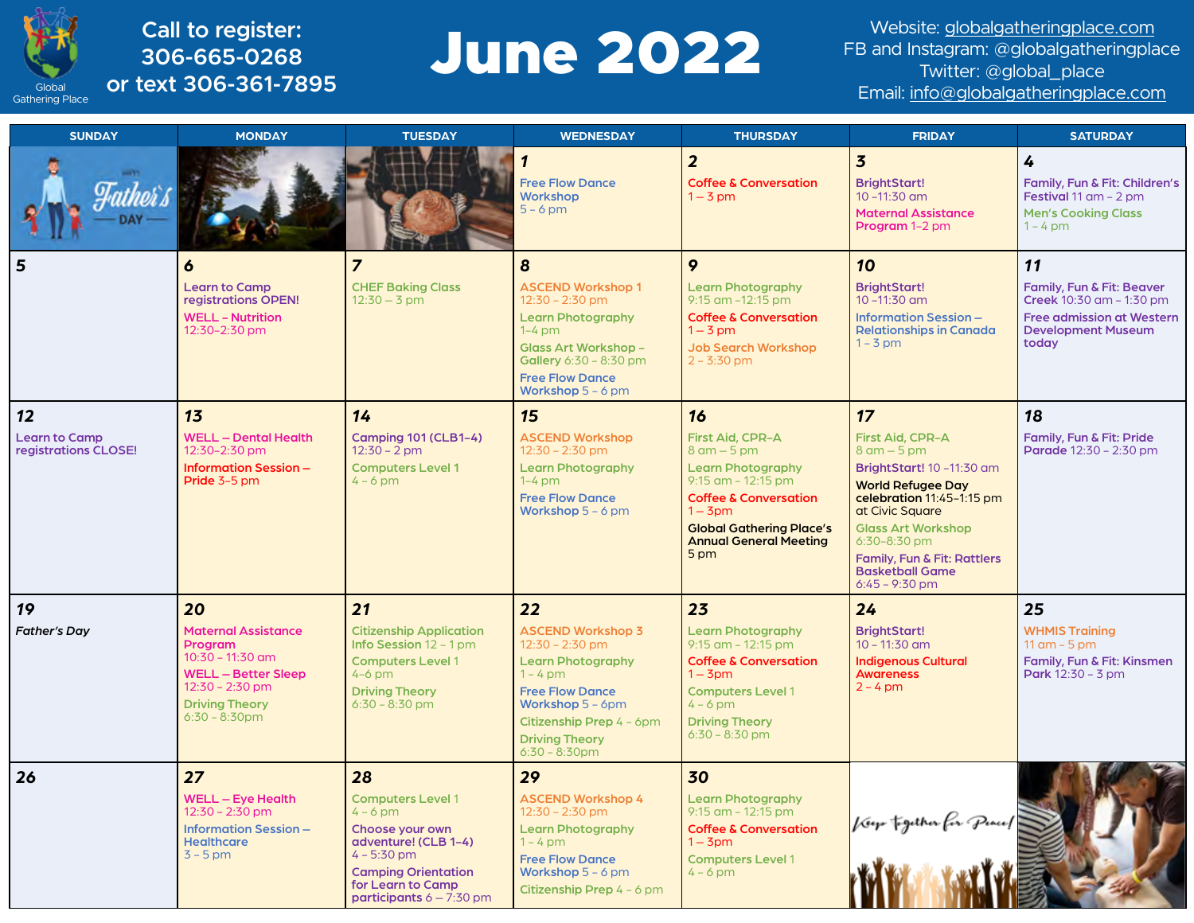Global Gathering Place

**Call to register:**
**306-665-0268**
**or text 306-361-7895**

# June 2022

Website: globalgatheringplace.com
FB and Instagram: @globalgatheringplace
Twitter: @global_place
Email: info@globalgatheringplace.com

| SUNDAY | MONDAY | TUESDAY | WEDNESDAY | THURSDAY | FRIDAY | SATURDAY |
|---|---|---|---|---|---|---|
| | | | **1** Free Flow Dance Workshop 5 – 6 pm | **2** Coffee & Conversation 1 – 3 pm | **3** BrightStart! 10 –11:30 am; Maternal Assistance Program 1–2 pm | **4** Family, Fun & Fit: Children's Festival 11 am – 2 pm; Men's Cooking Class 1 – 4 pm |
| **5** | **6** Learn to Camp registrations OPEN!; WELL – Nutrition 12:30–2:30 pm | **7** CHEF Baking Class 12:30 – 3 pm | **8** ASCEND Workshop 1 12:30 – 2:30 pm; Learn Photography 1–4 pm; Glass Art Workshop – Gallery 6:30 – 8:30 pm; Free Flow Dance Workshop 5 – 6 pm | **9** Learn Photography 9:15 am –12:15 pm; Coffee & Conversation 1 – 3 pm; Job Search Workshop 2 – 3:30 pm | **10** BrightStart! 10 –11:30 am; Information Session – Relationships in Canada 1 – 3 pm | **11** Family, Fun & Fit: Beaver Creek 10:30 am – 1:30 pm; Free admission at Western Development Museum today |
| **12** Learn to Camp registrations CLOSE! | **13** WELL – Dental Health 12:30–2:30 pm; Information Session – Pride 3–5 pm | **14** Camping 101 (CLB1–4) 12:30 – 2 pm; Computers Level 1 4 – 6 pm | **15** ASCEND Workshop 12:30 – 2:30 pm; Learn Photography 1–4 pm; Free Flow Dance Workshop 5 – 6 pm | **16** First Aid, CPR–A 8 am – 5 pm; Learn Photography 9:15 am – 12:15 pm; Coffee & Conversation 1 – 3pm; Global Gathering Place's Annual General Meeting 5 pm | **17** First Aid, CPR–A 8 am – 5 pm; BrightStart! 10 –11:30 am; World Refugee Day celebration 11:45–1:15 pm at Civic Square; Glass Art Workshop 6:30–8:30 pm; Family, Fun & Fit: Rattlers Basketball Game 6:45 – 9:30 pm | **18** Family, Fun & Fit: Pride Parade 12:30 – 2:30 pm |
| **19** *Father's Day* | **20** Maternal Assistance Program 10:30 – 11:30 am; WELL – Better Sleep 12:30 – 2:30 pm; Driving Theory 6:30 – 8:30pm | **21** Citizenship Application Info Session 12 – 1 pm; Computers Level 1 4–6 pm; Driving Theory 6:30 – 8:30 pm | **22** ASCEND Workshop 3 12:30 – 2:30 pm; Learn Photography 1 – 4 pm; Free Flow Dance Workshop 5 – 6pm; Citizenship Prep 4 – 6pm; Driving Theory 6:30 – 8:30pm | **23** Learn Photography 9:15 am – 12:15 pm; Coffee & Conversation 1 – 3pm; Computers Level 1 4 – 6 pm; Driving Theory 6:30 – 8:30 pm | **24** BrightStart! 10 – 11:30 am; Indigenous Cultural Awareness 2 – 4 pm | **25** WHMIS Training 11 am – 5 pm; Family, Fun & Fit: Kinsmen Park 12:30 – 3 pm |
| **26** | **27** WELL – Eye Health 12:30 – 2:30 pm; Information Session – Healthcare 3 – 5 pm | **28** Computers Level 1 4 – 6 pm; Choose your own adventure! (CLB 1–4) 4 – 5:30 pm; Camping Orientation for Learn to Camp participants 6 – 7:30 pm | **29** ASCEND Workshop 4 12:30 – 2:30 pm; Learn Photography 1 – 4 pm; Free Flow Dance Workshop 5 – 6 pm; Citizenship Prep 4 – 6 pm | **30** Learn Photography 9:15 am – 12:15 pm; Coffee & Conversation 1 – 3pm; Computers Level 1 4 – 6 pm | | |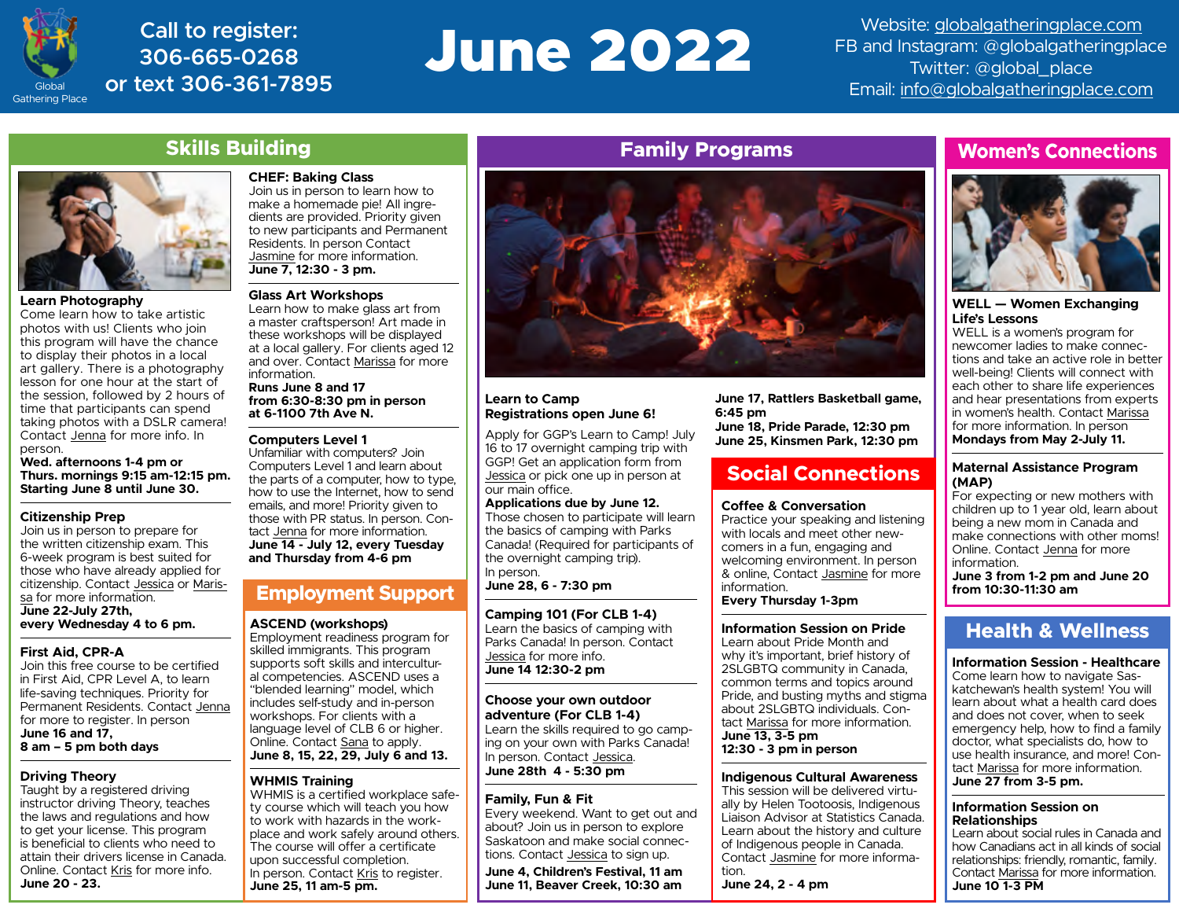Call to register:
306-665-0268
or text 306-361-7895

# June 2022

Website: globalgatheringplace.com
FB and Instagram: @globalgatheringplace
Twitter: @global_place
Email: info@globalgatheringplace.com

## Skills Building

### Learn Photography
Come learn how to take artistic photos with us! Clients who join this program will have the chance to display their photos in a local art gallery. There is a photography lesson for one hour at the start of the session, followed by 2 hours of time that participants can spend taking photos with a DSLR camera! Contact Jenna for more info. In person.
**Wed. afternoons 1-4 pm or Thurs. mornings 9:15 am-12:15 pm. Starting June 8 until June 30.**

### Citizenship Prep
Join us in person to prepare for the written citizenship exam. This 6-week program is best suited for those who have already applied for citizenship. Contact Jessica or Marissa for more information.
**June 22-July 27th, every Wednesday 4 to 6 pm.**

### First Aid, CPR-A
Join this free course to be certified in First Aid, CPR Level A, to learn life-saving techniques. Priority for Permanent Residents. Contact Jenna for more to register. In person
**June 16 and 17, 8 am – 5 pm both days**

### Driving Theory
Taught by a registered driving instructor driving Theory, teaches the laws and regulations and how to get your license. This program is beneficial to clients who need to attain their drivers license in Canada. Online. Contact Kris for more info.
**June 20 - 23.**

### CHEF: Baking Class
Join us in person to learn how to make a homemade pie! All ingredients are provided. Priority given to new participants and Permanent Residents. In person Contact Jasmine for more information.
**June 7, 12:30 - 3 pm.**

### Glass Art Workshops
Learn how to make glass art from a master craftsperson! Art made in these workshops will be displayed at a local gallery. For clients aged 12 and over. Contact Marissa for more information.
**Runs June 8 and 17 from 6:30-8:30 pm in person at 6-1100 7th Ave N.**

### Computers Level 1
Unfamiliar with computers? Join Computers Level 1 and learn about the parts of a computer, how to type, how to use the Internet, how to send emails, and more! Priority given to those with PR status. In person. Contact Jenna for more information.
**June 14 - July 12, every Tuesday and Thursday from 4-6 pm**

## Employment Support

### ASCEND (workshops)
Employment readiness program for skilled immigrants. This program supports soft skills and intercultural competencies. ASCEND uses a "blended learning" model, which includes self-study and in-person workshops. For clients with a language level of CLB 6 or higher. Online. Contact Sana to apply.
**June 8, 15, 22, 29, July 6 and 13.**

### WHMIS Training
WHMIS is a certified workplace safety course which will teach you how to work with hazards in the workplace and work safely around others. The course will offer a certificate upon successful completion.
In person. Contact Kris to register.
**June 25, 11 am-5 pm.**

## Family Programs

### Learn to Camp
### Registrations open June 6!
Apply for GGP's Learn to Camp! July 16 to 17 overnight camping trip with GGP! Get an application form from Jessica or pick one up in person at our main office.
**Applications due by June 12.**
Those chosen to participate will learn the basics of camping with Parks Canada! (Required for participants of the overnight camping trip).
In person.
**June 28, 6 - 7:30 pm**

### Camping 101 (For CLB 1-4)
Learn the basics of camping with Parks Canada! In person. Contact Jessica for more info.
**June 14 12:30-2 pm**

### Choose your own outdoor adventure (For CLB 1-4)
Learn the skills required to go camping on your own with Parks Canada! In person. Contact Jessica.
**June 28th 4 - 5:30 pm**

### Family, Fun & Fit
Every weekend. Want to get out and about? Join us in person to explore Saskatoon and make social connections. Contact Jessica to sign up.
**June 4, Children's Festival, 11 am**
**June 11, Beaver Creek, 10:30 am**
**June 17, Rattlers Basketball game, 6:45 pm**
**June 18, Pride Parade, 12:30 pm**
**June 25, Kinsmen Park, 12:30 pm**

## Social Connections

### Coffee & Conversation
Practice your speaking and listening with locals and meet other newcomers in a fun, engaging and welcoming environment. In person & online, Contact Jasmine for more information.
**Every Thursday 1-3pm**

### Information Session on Pride
Learn about Pride Month and why it's important, brief history of 2SLGBTQ community in Canada, common terms and topics around Pride, and busting myths and stigma about 2SLGBTQ individuals. Contact Marissa for more information.
**June 13, 3-5 pm**
**12:30 - 3 pm in person**

### Indigenous Cultural Awareness
This session will be delivered virtually by Helen Tootoosis, Indigenous Liaison Advisor at Statistics Canada. Learn about the history and culture of Indigenous people in Canada. Contact Jasmine for more information.
**June 24, 2 - 4 pm**

## Women's Connections

### WELL — Women Exchanging Life's Lessons
WELL is a women's program for newcomer ladies to make connections and take an active role in better well-being! Clients will connect with each other to share life experiences and hear presentations from experts in women's health. Contact Marissa for more information. In person
**Mondays from May 2-July 11.**

### Maternal Assistance Program (MAP)
For expecting or new mothers with children up to 1 year old, learn about being a new mom in Canada and make connections with other moms! Online. Contact Jenna for more information.
**June 3 from 1-2 pm and June 20 from 10:30-11:30 am**

## Health & Wellness

### Information Session - Healthcare
Come learn how to navigate Saskatchewan's health system! You will learn about what a health card does and does not cover, when to seek emergency help, how to find a family doctor, what specialists do, how to use health insurance, and more! Contact Marissa for more information.
**June 27 from 3-5 pm.**

### Information Session on Relationships
Learn about social rules in Canada and how Canadians act in all kinds of social relationships: friendly, romantic, family. Contact Marissa for more information.
**June 10 1-3 PM**